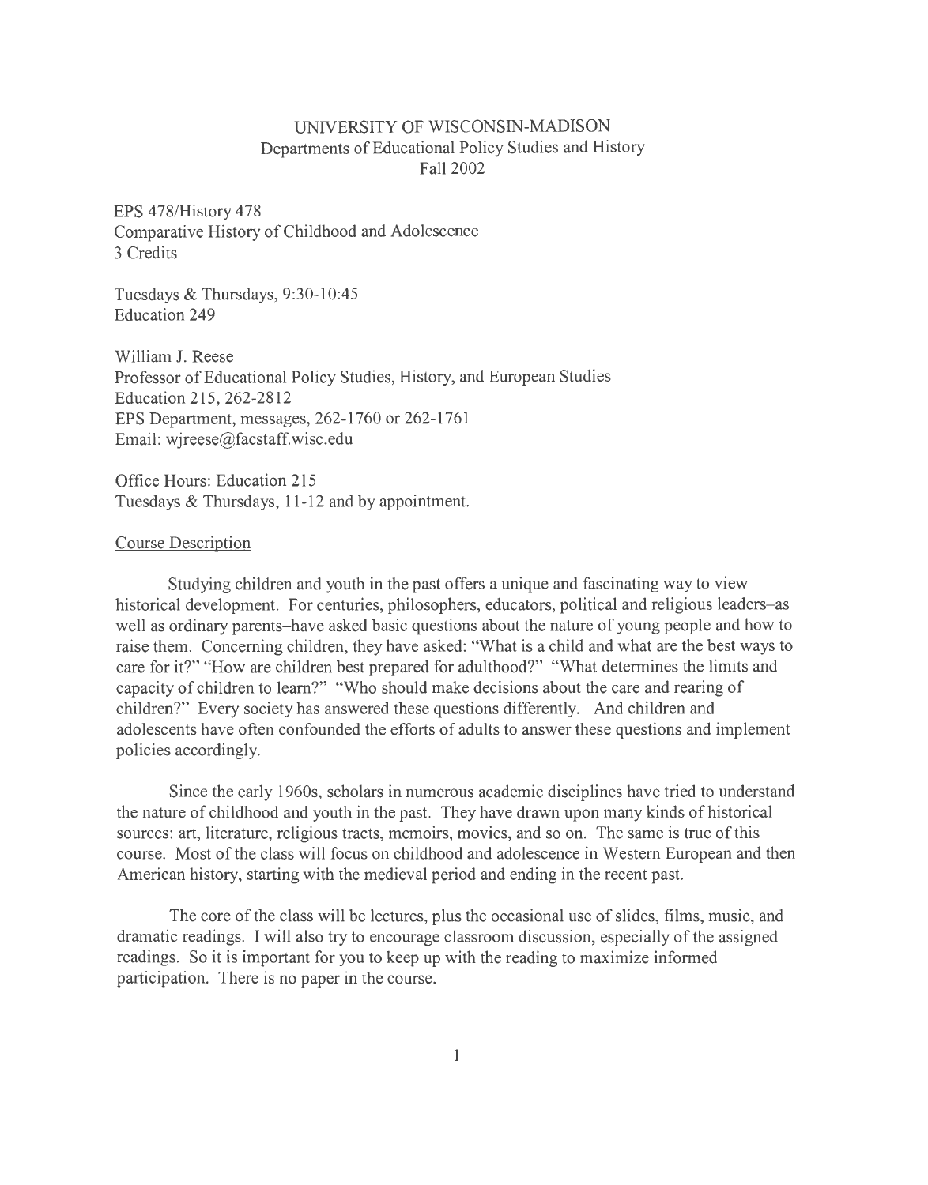# UNIVERSITY OF WISCONSIN-MADISON

Departments of Educational Policy Studies and History
Fall 2002

EPS 478/History 478
Comparative History of Childhood and Adolescence
3 Credits

Tuesdays & Thursdays, 9:30-10:45
Education 249

William J. Reese
Professor of Educational Policy Studies, History, and European Studies
Education 215, 262-2812
EPS Department, messages, 262-1760 or 262-1761
Email: wjreese@facstaff.wisc.edu

Office Hours: Education 215
Tuesdays & Thursdays, 11-12 and by appointment.

## Course Description

Studying children and youth in the past offers a unique and fascinating way to view historical development. For centuries, philosophers, educators, political and religious leaders–as well as ordinary parents–have asked basic questions about the nature of young people and how to raise them. Concerning children, they have asked: "What is a child and what are the best ways to care for it?" "How are children best prepared for adulthood?" "What determines the limits and capacity of children to learn?" "Who should make decisions about the care and rearing of children?" Every society has answered these questions differently. And children and adolescents have often confounded the efforts of adults to answer these questions and implement policies accordingly.

Since the early 1960s, scholars in numerous academic disciplines have tried to understand the nature of childhood and youth in the past. They have drawn upon many kinds of historical sources: art, literature, religious tracts, memoirs, movies, and so on. The same is true of this course. Most of the class will focus on childhood and adolescence in Western European and then American history, starting with the medieval period and ending in the recent past.

The core of the class will be lectures, plus the occasional use of slides, films, music, and dramatic readings. I will also try to encourage classroom discussion, especially of the assigned readings. So it is important for you to keep up with the reading to maximize informed participation. There is no paper in the course.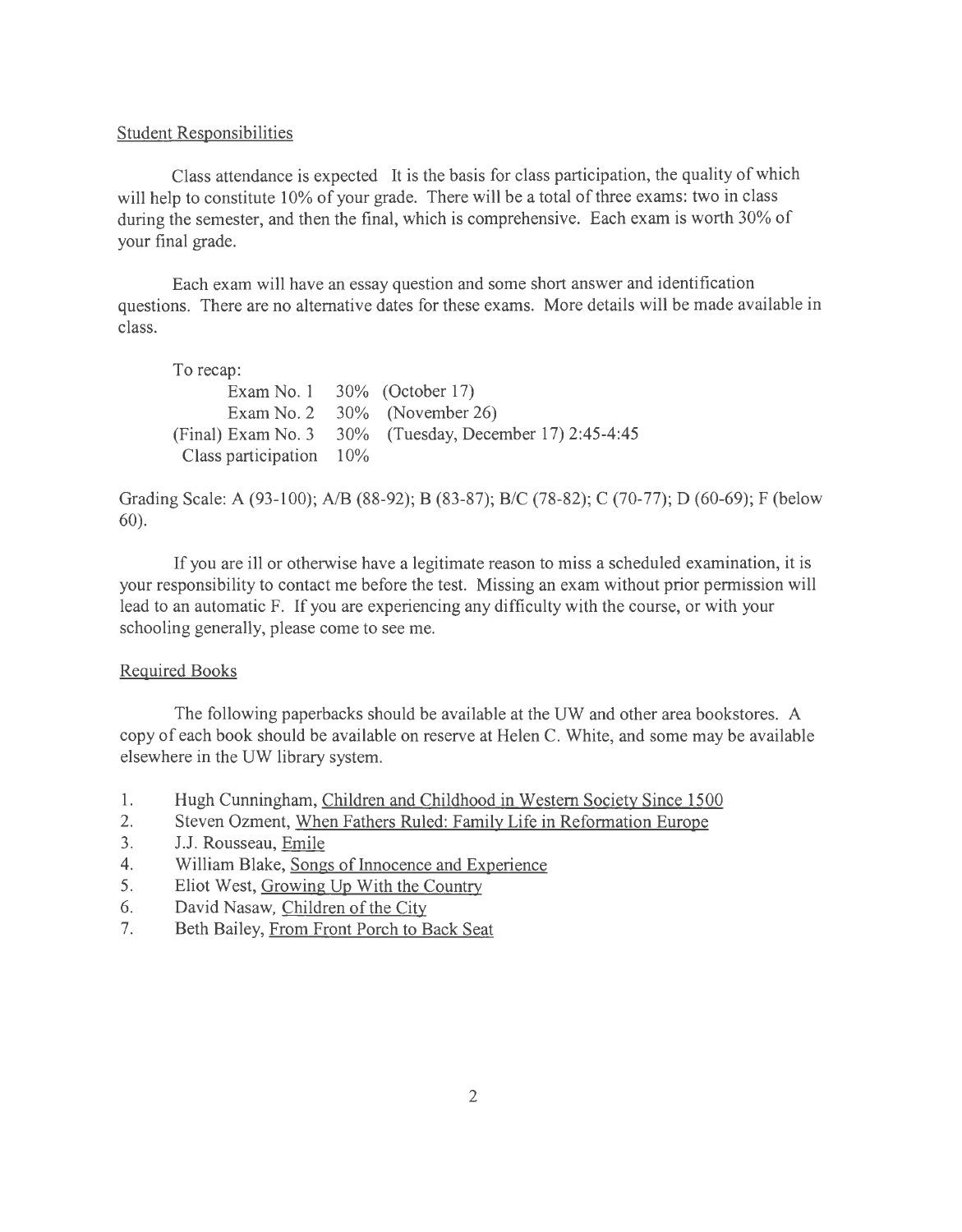## Student Responsibilities

Class attendance is expected It is the basis for class participation, the quality of which will help to constitute 10% of your grade. There will be a total of three exams: two in class during the semester, and then the final, which is comprehensive. Each exam is worth 30% of your final grade.

Each exam will have an essay question and some short answer and identification questions. There are no alternative dates for these exams. More details will be made available in class.

To recap:

| | | |
|---|---|---|
| Exam No. 1 | 30% | (October 17) |
| Exam No. 2 | 30% | (November 26) |
| (Final) Exam No. 3 | 30% | (Tuesday, December 17) 2:45-4:45 |
| Class participation | 10% | |

Grading Scale: A (93-100); A/B (88-92); B (83-87); B/C (78-82); C (70-77); D (60-69); F (below 60).

If you are ill or otherwise have a legitimate reason to miss a scheduled examination, it is your responsibility to contact me before the test. Missing an exam without prior permission will lead to an automatic F. If you are experiencing any difficulty with the course, or with your schooling generally, please come to see me.

## Required Books

The following paperbacks should be available at the UW and other area bookstores. A copy of each book should be available on reserve at Helen C. White, and some may be available elsewhere in the UW library system.

1. Hugh Cunningham, Children and Childhood in Western Society Since 1500
2. Steven Ozment, When Fathers Ruled: Family Life in Reformation Europe
3. J.J. Rousseau, Emile
4. William Blake, Songs of Innocence and Experience
5. Eliot West, Growing Up With the Country
6. David Nasaw, Children of the City
7. Beth Bailey, From Front Porch to Back Seat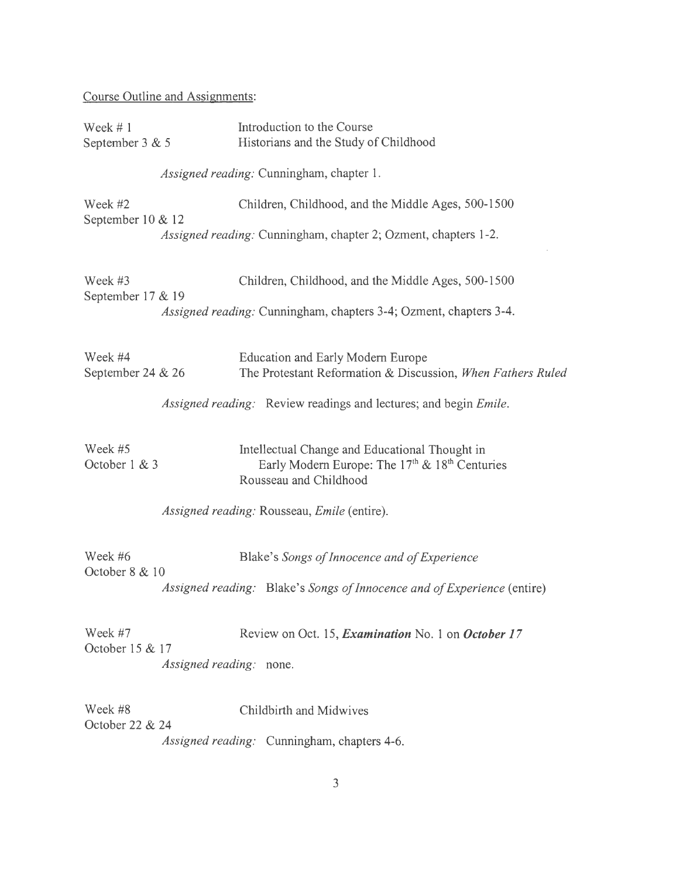Course Outline and Assignments:

**Week # 1** — September 3 & 5
Introduction to the Course
Historians and the Study of Childhood

*Assigned reading:* Cunningham, chapter 1.

**Week #2** — September 10 & 12
Children, Childhood, and the Middle Ages, 500-1500

*Assigned reading:* Cunningham, chapter 2; Ozment, chapters 1-2.

**Week #3** — September 17 & 19
Children, Childhood, and the Middle Ages, 500-1500

*Assigned reading:* Cunningham, chapters 3-4; Ozment, chapters 3-4.

**Week #4** — September 24 & 26
Education and Early Modern Europe
The Protestant Reformation & Discussion, *When Fathers Ruled*

*Assigned reading:* Review readings and lectures; and begin *Emile*.

**Week #5** — October 1 & 3
Intellectual Change and Educational Thought in Early Modern Europe: The 17th & 18th Centuries
Rousseau and Childhood

*Assigned reading:* Rousseau, *Emile* (entire).

**Week #6** — October 8 & 10
Blake's *Songs of Innocence and of Experience*

*Assigned reading:* Blake's *Songs of Innocence and of Experience* (entire)

**Week #7** — October 15 & 17
Review on Oct. 15, ***Examination*** No. 1 on ***October 17***

*Assigned reading:* none.

**Week #8** — October 22 & 24
Childbirth and Midwives

*Assigned reading:* Cunningham, chapters 4-6.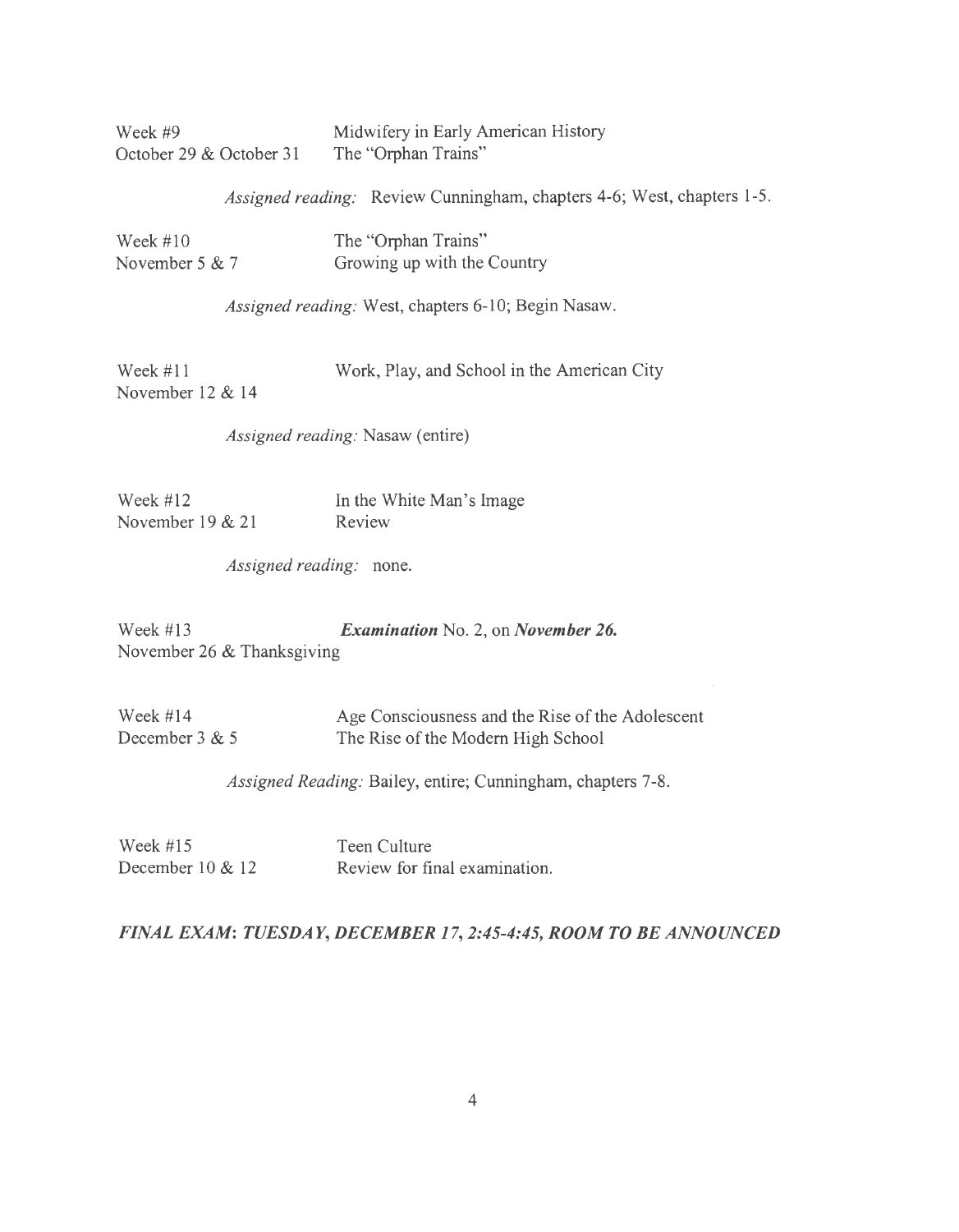Week #9
October 29 & October 31

Midwifery in Early American History
The "Orphan Trains"

*Assigned reading:* Review Cunningham, chapters 4-6; West, chapters 1-5.

Week #10
November 5 & 7

The "Orphan Trains"
Growing up with the Country

*Assigned reading:* West, chapters 6-10; Begin Nasaw.

Week #11
November 12 & 14

Work, Play, and School in the American City

*Assigned reading:* Nasaw (entire)

Week #12
November 19 & 21

In the White Man's Image
Review

*Assigned reading:* none.

Week #13
November 26 & Thanksgiving

***Examination*** No. 2, on ***November 26.***

Week #14
December 3 & 5

Age Consciousness and the Rise of the Adolescent
The Rise of the Modern High School

*Assigned Reading:* Bailey, entire; Cunningham, chapters 7-8.

Week #15
December 10 & 12

Teen Culture
Review for final examination.

***FINAL EXAM: TUESDAY, DECEMBER 17, 2:45-4:45, ROOM TO BE ANNOUNCED***